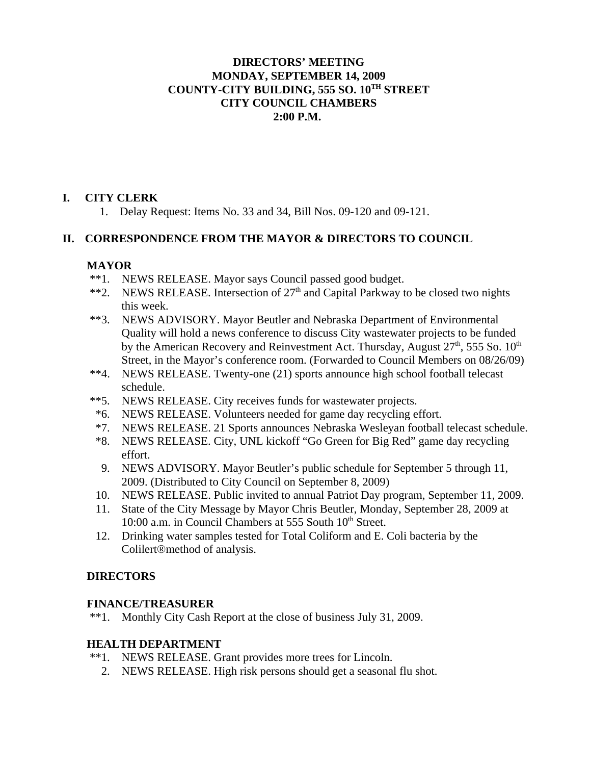**DIRECTORS' MEETING**
**MONDAY, SEPTEMBER 14, 2009**
**COUNTY-CITY BUILDING, 555 SO. 10TH STREET**
**CITY COUNCIL CHAMBERS**
**2:00 P.M.**

## I. CITY CLERK

1. Delay Request: Items No. 33 and 34, Bill Nos. 09-120 and 09-121.

## II. CORRESPONDENCE FROM THE MAYOR & DIRECTORS TO COUNCIL

### MAYOR

**1. NEWS RELEASE. Mayor says Council passed good budget.
**2. NEWS RELEASE. Intersection of 27th and Capital Parkway to be closed two nights this week.
**3. NEWS ADVISORY. Mayor Beutler and Nebraska Department of Environmental Quality will hold a news conference to discuss City wastewater projects to be funded by the American Recovery and Reinvestment Act. Thursday, August 27th, 555 So. 10th Street, in the Mayor's conference room. (Forwarded to Council Members on 08/26/09)
**4. NEWS RELEASE. Twenty-one (21) sports announce high school football telecast schedule.
**5. NEWS RELEASE. City receives funds for wastewater projects.
*6. NEWS RELEASE. Volunteers needed for game day recycling effort.
*7. NEWS RELEASE. 21 Sports announces Nebraska Wesleyan football telecast schedule.
*8. NEWS RELEASE. City, UNL kickoff "Go Green for Big Red" game day recycling effort.
9. NEWS ADVISORY. Mayor Beutler's public schedule for September 5 through 11, 2009. (Distributed to City Council on September 8, 2009)
10. NEWS RELEASE. Public invited to annual Patriot Day program, September 11, 2009.
11. State of the City Message by Mayor Chris Beutler, Monday, September 28, 2009 at 10:00 a.m. in Council Chambers at 555 South 10th Street.
12. Drinking water samples tested for Total Coliform and E. Coli bacteria by the Colilert®method of analysis.

### DIRECTORS

### FINANCE/TREASURER

**1. Monthly City Cash Report at the close of business July 31, 2009.

### HEALTH DEPARTMENT

**1. NEWS RELEASE. Grant provides more trees for Lincoln.
2. NEWS RELEASE. High risk persons should get a seasonal flu shot.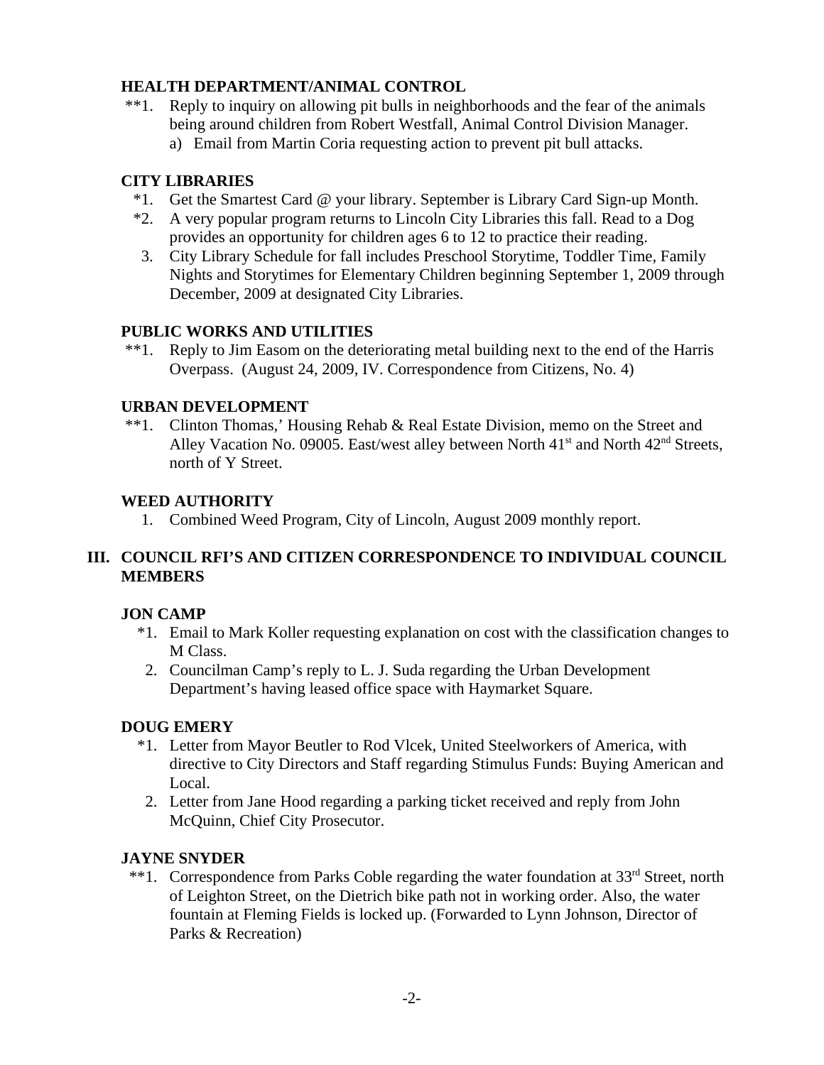**HEALTH DEPARTMENT/ANIMAL CONTROL**

**1. Reply to inquiry on allowing pit bulls in neighborhoods and the fear of the animals being around children from Robert Westfall, Animal Control Division Manager.
   a) Email from Martin Coria requesting action to prevent pit bull attacks.

**CITY LIBRARIES**

*1. Get the Smartest Card @ your library. September is Library Card Sign-up Month.

*2. A very popular program returns to Lincoln City Libraries this fall. Read to a Dog provides an opportunity for children ages 6 to 12 to practice their reading.

3. City Library Schedule for fall includes Preschool Storytime, Toddler Time, Family Nights and Storytimes for Elementary Children beginning September 1, 2009 through December, 2009 at designated City Libraries.

**PUBLIC WORKS AND UTILITIES**

**1. Reply to Jim Easom on the deteriorating metal building next to the end of the Harris Overpass. (August 24, 2009, IV. Correspondence from Citizens, No. 4)

**URBAN DEVELOPMENT**

**1. Clinton Thomas,' Housing Rehab & Real Estate Division, memo on the Street and Alley Vacation No. 09005. East/west alley between North 41st and North 42nd Streets, north of Y Street.

**WEED AUTHORITY**

1. Combined Weed Program, City of Lincoln, August 2009 monthly report.

## III. COUNCIL RFI'S AND CITIZEN CORRESPONDENCE TO INDIVIDUAL COUNCIL MEMBERS

**JON CAMP**

*1. Email to Mark Koller requesting explanation on cost with the classification changes to M Class.

2. Councilman Camp's reply to L. J. Suda regarding the Urban Development Department's having leased office space with Haymarket Square.

**DOUG EMERY**

*1. Letter from Mayor Beutler to Rod Vlcek, United Steelworkers of America, with directive to City Directors and Staff regarding Stimulus Funds: Buying American and Local.

2. Letter from Jane Hood regarding a parking ticket received and reply from John McQuinn, Chief City Prosecutor.

**JAYNE SNYDER**

**1. Correspondence from Parks Coble regarding the water foundation at 33rd Street, north of Leighton Street, on the Dietrich bike path not in working order. Also, the water fountain at Fleming Fields is locked up. (Forwarded to Lynn Johnson, Director of Parks & Recreation)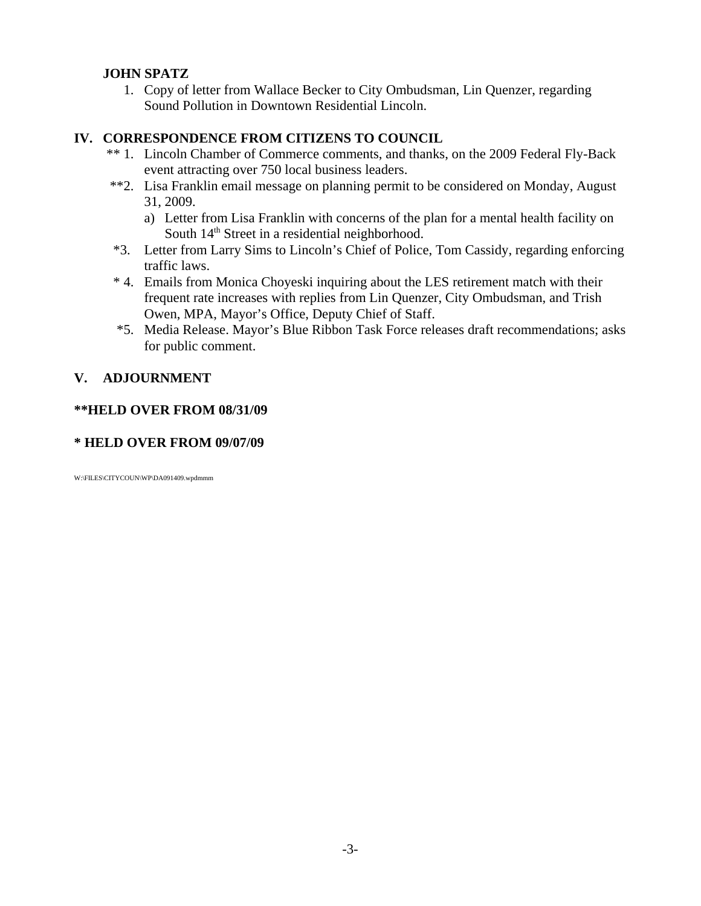**JOHN SPATZ**

1. Copy of letter from Wallace Becker to City Ombudsman, Lin Quenzer, regarding Sound Pollution in Downtown Residential Lincoln.

## IV. CORRESPONDENCE FROM CITIZENS TO COUNCIL

** 1. Lincoln Chamber of Commerce comments, and thanks, on the 2009 Federal Fly-Back event attracting over 750 local business leaders.

**2. Lisa Franklin email message on planning permit to be considered on Monday, August 31, 2009.

   a) Letter from Lisa Franklin with concerns of the plan for a mental health facility on South 14th Street in a residential neighborhood.

*3. Letter from Larry Sims to Lincoln's Chief of Police, Tom Cassidy, regarding enforcing traffic laws.

* 4. Emails from Monica Choyeski inquiring about the LES retirement match with their frequent rate increases with replies from Lin Quenzer, City Ombudsman, and Trish Owen, MPA, Mayor's Office, Deputy Chief of Staff.

*5. Media Release. Mayor's Blue Ribbon Task Force releases draft recommendations; asks for public comment.

## V. ADJOURNMENT

**\*\*HELD OVER FROM 08/31/09**

**\* HELD OVER FROM 09/07/09**

W:\FILES\CITYCOUN\WP\DA091409.wpdmmm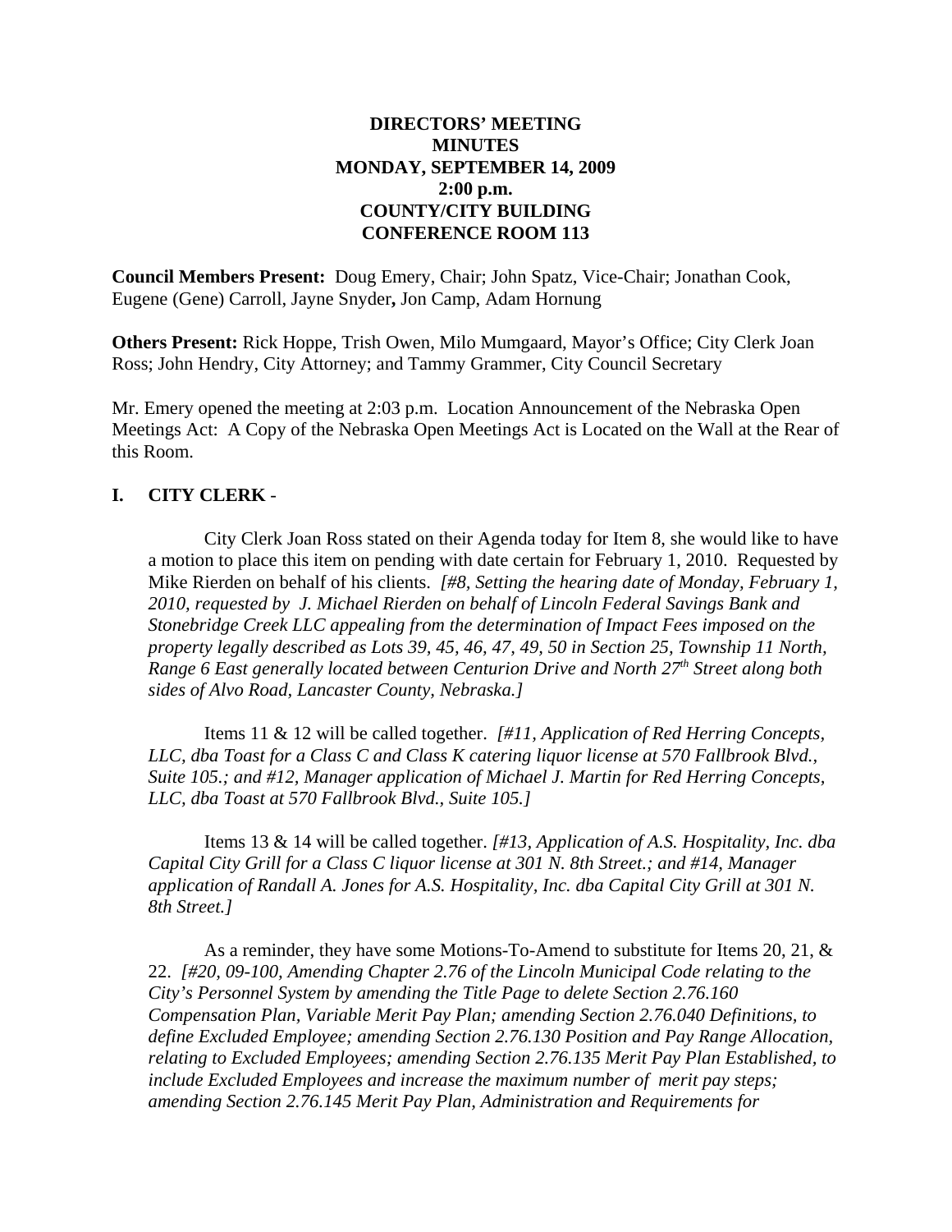**DIRECTORS' MEETING**
**MINUTES**
**MONDAY, SEPTEMBER 14, 2009**
**2:00 p.m.**
**COUNTY/CITY BUILDING**
**CONFERENCE ROOM 113**

**Council Members Present:** Doug Emery, Chair; John Spatz, Vice-Chair; Jonathan Cook, Eugene (Gene) Carroll, Jayne Snyder**,** Jon Camp, Adam Hornung

**Others Present:** Rick Hoppe, Trish Owen, Milo Mumgaard, Mayor's Office; City Clerk Joan Ross; John Hendry, City Attorney; and Tammy Grammer, City Council Secretary

Mr. Emery opened the meeting at 2:03 p.m. Location Announcement of the Nebraska Open Meetings Act: A Copy of the Nebraska Open Meetings Act is Located on the Wall at the Rear of this Room.

## I. CITY CLERK -

City Clerk Joan Ross stated on their Agenda today for Item 8, she would like to have a motion to place this item on pending with date certain for February 1, 2010. Requested by Mike Rierden on behalf of his clients. *[#8, Setting the hearing date of Monday, February 1, 2010, requested by J. Michael Rierden on behalf of Lincoln Federal Savings Bank and Stonebridge Creek LLC appealing from the determination of Impact Fees imposed on the property legally described as Lots 39, 45, 46, 47, 49, 50 in Section 25, Township 11 North, Range 6 East generally located between Centurion Drive and North 27th Street along both sides of Alvo Road, Lancaster County, Nebraska.]*

Items 11 & 12 will be called together. *[#11, Application of Red Herring Concepts, LLC, dba Toast for a Class C and Class K catering liquor license at 570 Fallbrook Blvd., Suite 105.; and #12, Manager application of Michael J. Martin for Red Herring Concepts, LLC, dba Toast at 570 Fallbrook Blvd., Suite 105.]*

Items 13 & 14 will be called together. *[#13, Application of A.S. Hospitality, Inc. dba Capital City Grill for a Class C liquor license at 301 N. 8th Street.; and #14, Manager application of Randall A. Jones for A.S. Hospitality, Inc. dba Capital City Grill at 301 N. 8th Street.]*

As a reminder, they have some Motions-To-Amend to substitute for Items 20, 21, & 22. *[#20, 09-100, Amending Chapter 2.76 of the Lincoln Municipal Code relating to the City's Personnel System by amending the Title Page to delete Section 2.76.160 Compensation Plan, Variable Merit Pay Plan; amending Section 2.76.040 Definitions, to define Excluded Employee; amending Section 2.76.130 Position and Pay Range Allocation, relating to Excluded Employees; amending Section 2.76.135 Merit Pay Plan Established, to include Excluded Employees and increase the maximum number of merit pay steps; amending Section 2.76.145 Merit Pay Plan, Administration and Requirements for*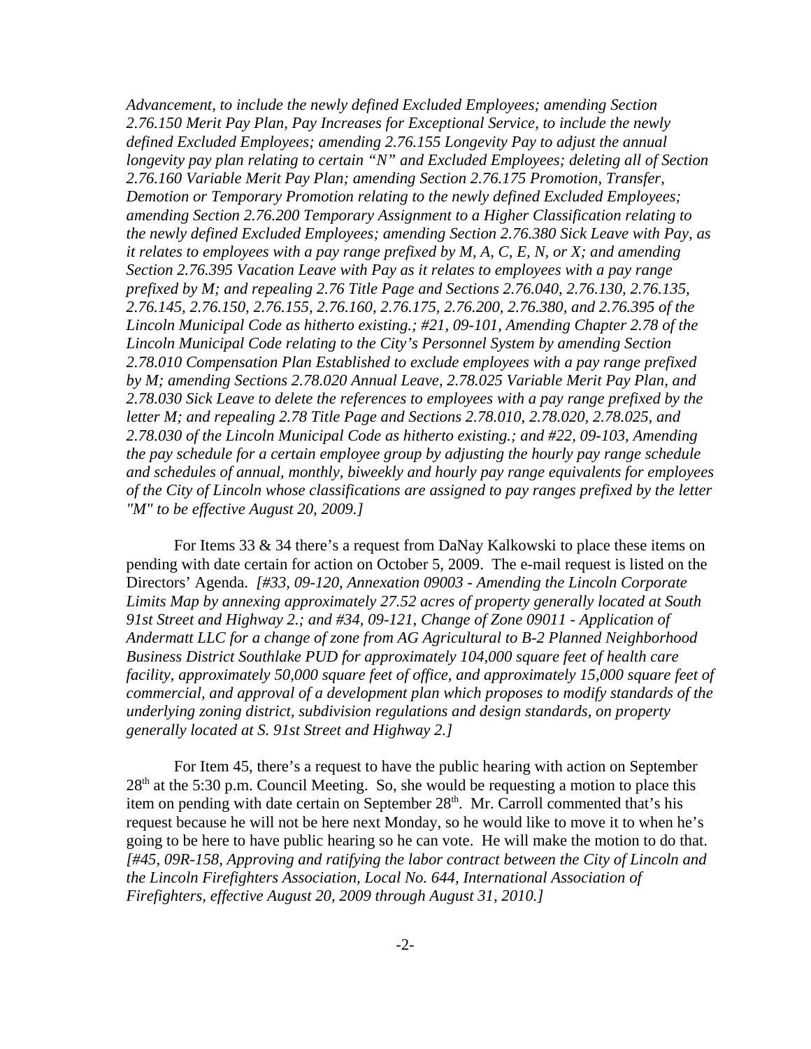*Advancement, to include the newly defined Excluded Employees; amending Section 2.76.150 Merit Pay Plan, Pay Increases for Exceptional Service, to include the newly defined Excluded Employees; amending 2.76.155 Longevity Pay to adjust the annual longevity pay plan relating to certain "N" and Excluded Employees; deleting all of Section 2.76.160 Variable Merit Pay Plan; amending Section 2.76.175 Promotion, Transfer, Demotion or Temporary Promotion relating to the newly defined Excluded Employees; amending Section 2.76.200 Temporary Assignment to a Higher Classification relating to the newly defined Excluded Employees; amending Section 2.76.380 Sick Leave with Pay, as it relates to employees with a pay range prefixed by M, A, C, E, N, or X; and amending Section 2.76.395 Vacation Leave with Pay as it relates to employees with a pay range prefixed by M; and repealing 2.76 Title Page and Sections 2.76.040, 2.76.130, 2.76.135, 2.76.145, 2.76.150, 2.76.155, 2.76.160, 2.76.175, 2.76.200, 2.76.380, and 2.76.395 of the Lincoln Municipal Code as hitherto existing.; #21, 09-101, Amending Chapter 2.78 of the Lincoln Municipal Code relating to the City's Personnel System by amending Section 2.78.010 Compensation Plan Established to exclude employees with a pay range prefixed by M; amending Sections 2.78.020 Annual Leave, 2.78.025 Variable Merit Pay Plan, and 2.78.030 Sick Leave to delete the references to employees with a pay range prefixed by the letter M; and repealing 2.78 Title Page and Sections 2.78.010, 2.78.020, 2.78.025, and 2.78.030 of the Lincoln Municipal Code as hitherto existing.; and #22, 09-103, Amending the pay schedule for a certain employee group by adjusting the hourly pay range schedule and schedules of annual, monthly, biweekly and hourly pay range equivalents for employees of the City of Lincoln whose classifications are assigned to pay ranges prefixed by the letter "M" to be effective August 20, 2009.]*

For Items 33 & 34 there's a request from DaNay Kalkowski to place these items on pending with date certain for action on October 5, 2009. The e-mail request is listed on the Directors' Agenda. *[#33, 09-120, Annexation 09003 - Amending the Lincoln Corporate Limits Map by annexing approximately 27.52 acres of property generally located at South 91st Street and Highway 2.; and #34, 09-121, Change of Zone 09011 - Application of Andermatt LLC for a change of zone from AG Agricultural to B-2 Planned Neighborhood Business District Southlake PUD for approximately 104,000 square feet of health care facility, approximately 50,000 square feet of office, and approximately 15,000 square feet of commercial, and approval of a development plan which proposes to modify standards of the underlying zoning district, subdivision regulations and design standards, on property generally located at S. 91st Street and Highway 2.]*

For Item 45, there's a request to have the public hearing with action on September 28th at the 5:30 p.m. Council Meeting. So, she would be requesting a motion to place this item on pending with date certain on September 28th. Mr. Carroll commented that's his request because he will not be here next Monday, so he would like to move it to when he's going to be here to have public hearing so he can vote. He will make the motion to do that. *[#45, 09R-158, Approving and ratifying the labor contract between the City of Lincoln and the Lincoln Firefighters Association, Local No. 644, International Association of Firefighters, effective August 20, 2009 through August 31, 2010.]*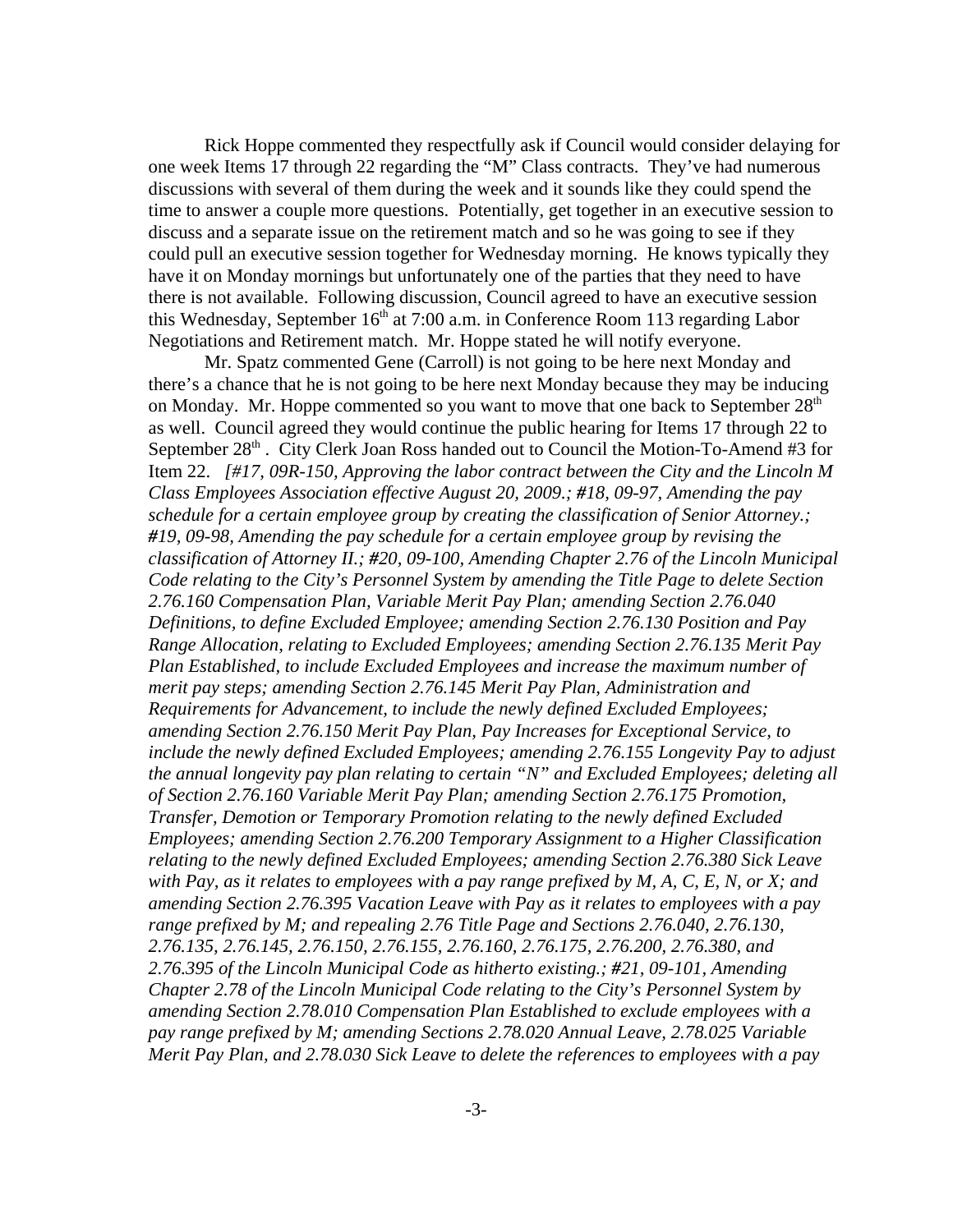Rick Hoppe commented they respectfully ask if Council would consider delaying for one week Items 17 through 22 regarding the "M" Class contracts. They've had numerous discussions with several of them during the week and it sounds like they could spend the time to answer a couple more questions. Potentially, get together in an executive session to discuss and a separate issue on the retirement match and so he was going to see if they could pull an executive session together for Wednesday morning. He knows typically they have it on Monday mornings but unfortunately one of the parties that they need to have there is not available. Following discussion, Council agreed to have an executive session this Wednesday, September 16th at 7:00 a.m. in Conference Room 113 regarding Labor Negotiations and Retirement match. Mr. Hoppe stated he will notify everyone.

Mr. Spatz commented Gene (Carroll) is not going to be here next Monday and there's a chance that he is not going to be here next Monday because they may be inducing on Monday. Mr. Hoppe commented so you want to move that one back to September 28th as well. Council agreed they would continue the public hearing for Items 17 through 22 to September 28th . City Clerk Joan Ross handed out to Council the Motion-To-Amend #3 for Item 22. *[#17, 09R-150, Approving the labor contract between the City and the Lincoln M Class Employees Association effective August 20, 2009.; #18, 09-97, Amending the pay schedule for a certain employee group by creating the classification of Senior Attorney.; #19, 09-98, Amending the pay schedule for a certain employee group by revising the classification of Attorney II.; #20, 09-100, Amending Chapter 2.76 of the Lincoln Municipal Code relating to the City's Personnel System by amending the Title Page to delete Section 2.76.160 Compensation Plan, Variable Merit Pay Plan; amending Section 2.76.040 Definitions, to define Excluded Employee; amending Section 2.76.130 Position and Pay Range Allocation, relating to Excluded Employees; amending Section 2.76.135 Merit Pay Plan Established, to include Excluded Employees and increase the maximum number of merit pay steps; amending Section 2.76.145 Merit Pay Plan, Administration and Requirements for Advancement, to include the newly defined Excluded Employees; amending Section 2.76.150 Merit Pay Plan, Pay Increases for Exceptional Service, to include the newly defined Excluded Employees; amending 2.76.155 Longevity Pay to adjust the annual longevity pay plan relating to certain "N" and Excluded Employees; deleting all of Section 2.76.160 Variable Merit Pay Plan; amending Section 2.76.175 Promotion, Transfer, Demotion or Temporary Promotion relating to the newly defined Excluded Employees; amending Section 2.76.200 Temporary Assignment to a Higher Classification relating to the newly defined Excluded Employees; amending Section 2.76.380 Sick Leave with Pay, as it relates to employees with a pay range prefixed by M, A, C, E, N, or X; and amending Section 2.76.395 Vacation Leave with Pay as it relates to employees with a pay range prefixed by M; and repealing 2.76 Title Page and Sections 2.76.040, 2.76.130, 2.76.135, 2.76.145, 2.76.150, 2.76.155, 2.76.160, 2.76.175, 2.76.200, 2.76.380, and 2.76.395 of the Lincoln Municipal Code as hitherto existing.; #21, 09-101, Amending Chapter 2.78 of the Lincoln Municipal Code relating to the City's Personnel System by amending Section 2.78.010 Compensation Plan Established to exclude employees with a pay range prefixed by M; amending Sections 2.78.020 Annual Leave, 2.78.025 Variable Merit Pay Plan, and 2.78.030 Sick Leave to delete the references to employees with a pay*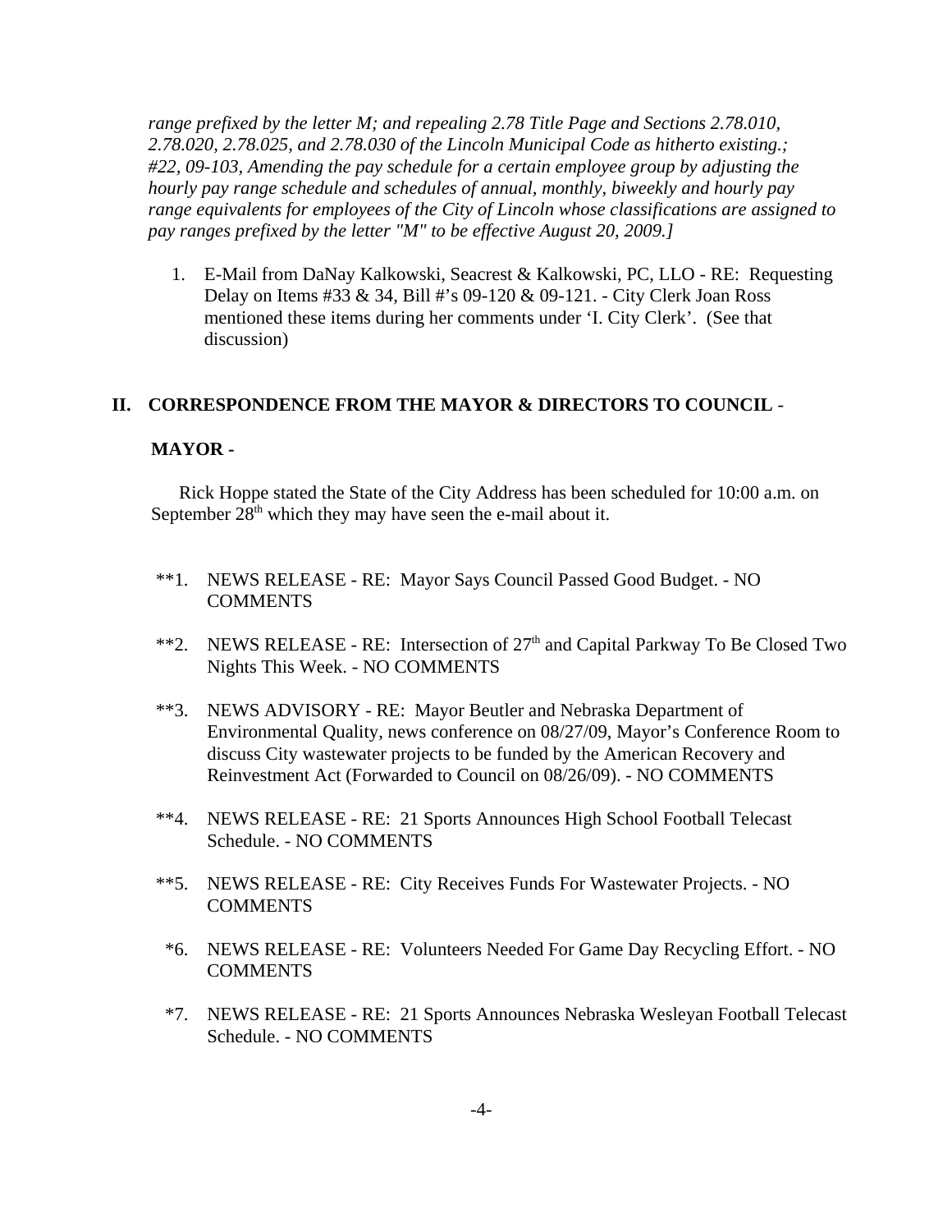*range prefixed by the letter M; and repealing 2.78 Title Page and Sections 2.78.010, 2.78.020, 2.78.025, and 2.78.030 of the Lincoln Municipal Code as hitherto existing.; #22, 09-103, Amending the pay schedule for a certain employee group by adjusting the hourly pay range schedule and schedules of annual, monthly, biweekly and hourly pay range equivalents for employees of the City of Lincoln whose classifications are assigned to pay ranges prefixed by the letter "M" to be effective August 20, 2009.]*

1. E-Mail from DaNay Kalkowski, Seacrest & Kalkowski, PC, LLO - RE: Requesting Delay on Items #33 & 34, Bill #'s 09-120 & 09-121. - City Clerk Joan Ross mentioned these items during her comments under 'I. City Clerk'. (See that discussion)

## II. CORRESPONDENCE FROM THE MAYOR & DIRECTORS TO COUNCIL -

**MAYOR -**

Rick Hoppe stated the State of the City Address has been scheduled for 10:00 a.m. on September 28th which they may have seen the e-mail about it.

**1. NEWS RELEASE - RE: Mayor Says Council Passed Good Budget. - NO COMMENTS

**2. NEWS RELEASE - RE: Intersection of 27th and Capital Parkway To Be Closed Two Nights This Week. - NO COMMENTS

**3. NEWS ADVISORY - RE: Mayor Beutler and Nebraska Department of Environmental Quality, news conference on 08/27/09, Mayor's Conference Room to discuss City wastewater projects to be funded by the American Recovery and Reinvestment Act (Forwarded to Council on 08/26/09). - NO COMMENTS

**4. NEWS RELEASE - RE: 21 Sports Announces High School Football Telecast Schedule. - NO COMMENTS

**5. NEWS RELEASE - RE: City Receives Funds For Wastewater Projects. - NO COMMENTS

*6. NEWS RELEASE - RE: Volunteers Needed For Game Day Recycling Effort. - NO COMMENTS

*7. NEWS RELEASE - RE: 21 Sports Announces Nebraska Wesleyan Football Telecast Schedule. - NO COMMENTS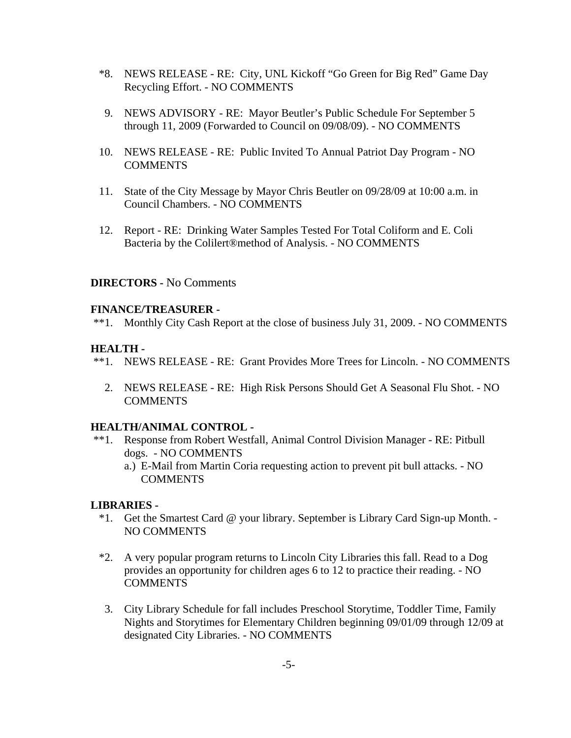*8. NEWS RELEASE - RE: City, UNL Kickoff "Go Green for Big Red" Game Day Recycling Effort. - NO COMMENTS

9. NEWS ADVISORY - RE: Mayor Beutler's Public Schedule For September 5 through 11, 2009 (Forwarded to Council on 09/08/09). - NO COMMENTS

10. NEWS RELEASE - RE: Public Invited To Annual Patriot Day Program - NO COMMENTS

11. State of the City Message by Mayor Chris Beutler on 09/28/09 at 10:00 a.m. in Council Chambers. - NO COMMENTS

12. Report - RE: Drinking Water Samples Tested For Total Coliform and E. Coli Bacteria by the Colilert®method of Analysis. - NO COMMENTS

**DIRECTORS -** No Comments

**FINANCE/TREASURER -**

**1. Monthly City Cash Report at the close of business July 31, 2009. - NO COMMENTS

**HEALTH -**

**1. NEWS RELEASE - RE: Grant Provides More Trees for Lincoln. - NO COMMENTS

2. NEWS RELEASE - RE: High Risk Persons Should Get A Seasonal Flu Shot. - NO COMMENTS

**HEALTH/ANIMAL CONTROL -**

**1. Response from Robert Westfall, Animal Control Division Manager - RE: Pitbull dogs. - NO COMMENTS
   a.) E-Mail from Martin Coria requesting action to prevent pit bull attacks. - NO COMMENTS

**LIBRARIES -**

*1. Get the Smartest Card @ your library. September is Library Card Sign-up Month. - NO COMMENTS

*2. A very popular program returns to Lincoln City Libraries this fall. Read to a Dog provides an opportunity for children ages 6 to 12 to practice their reading. - NO COMMENTS

3. City Library Schedule for fall includes Preschool Storytime, Toddler Time, Family Nights and Storytimes for Elementary Children beginning 09/01/09 through 12/09 at designated City Libraries. - NO COMMENTS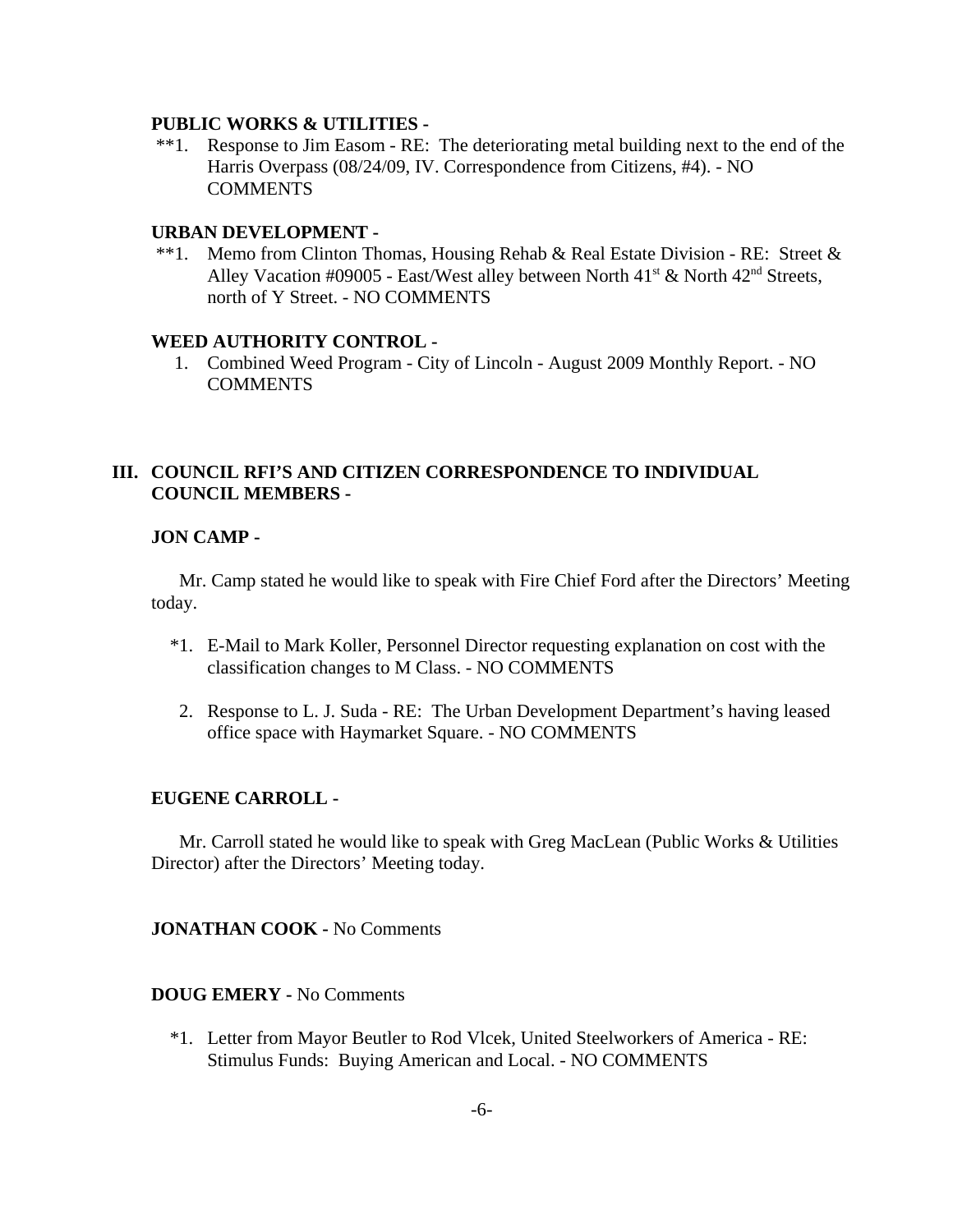**PUBLIC WORKS & UTILITIES -**

**1. Response to Jim Easom - RE: The deteriorating metal building next to the end of the Harris Overpass (08/24/09, IV. Correspondence from Citizens, #4). - NO COMMENTS

**URBAN DEVELOPMENT -**

**1. Memo from Clinton Thomas, Housing Rehab & Real Estate Division - RE: Street & Alley Vacation #09005 - East/West alley between North 41st & North 42nd Streets, north of Y Street. - NO COMMENTS

**WEED AUTHORITY CONTROL -**

1. Combined Weed Program - City of Lincoln - August 2009 Monthly Report. - NO COMMENTS

## III. COUNCIL RFI'S AND CITIZEN CORRESPONDENCE TO INDIVIDUAL COUNCIL MEMBERS -

**JON CAMP -**

Mr. Camp stated he would like to speak with Fire Chief Ford after the Directors' Meeting today.

*1. E-Mail to Mark Koller, Personnel Director requesting explanation on cost with the classification changes to M Class. - NO COMMENTS

2. Response to L. J. Suda - RE: The Urban Development Department's having leased office space with Haymarket Square. - NO COMMENTS

**EUGENE CARROLL -**

Mr. Carroll stated he would like to speak with Greg MacLean (Public Works & Utilities Director) after the Directors' Meeting today.

**JONATHAN COOK -** No Comments

**DOUG EMERY -** No Comments

*1. Letter from Mayor Beutler to Rod Vlcek, United Steelworkers of America - RE: Stimulus Funds: Buying American and Local. - NO COMMENTS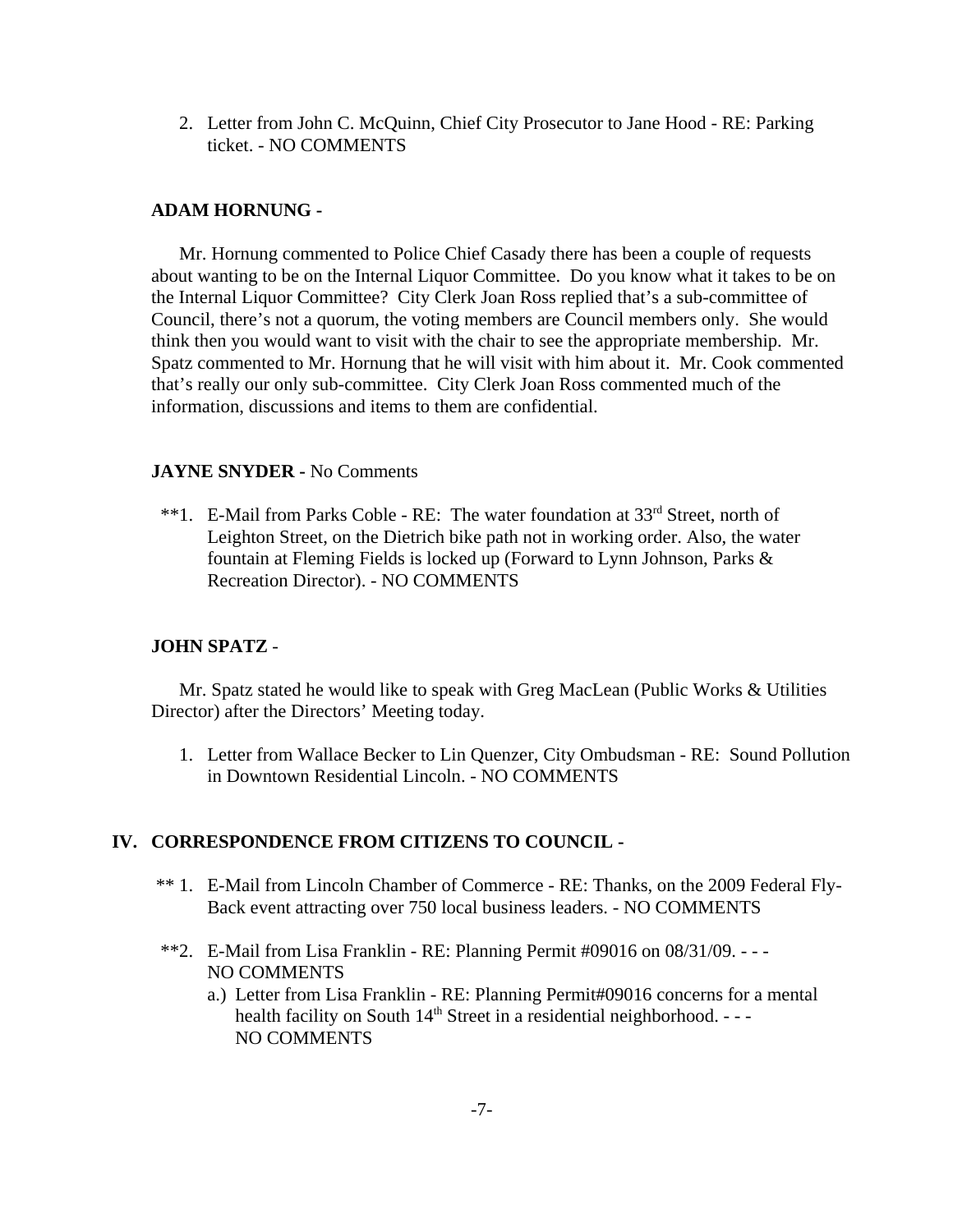2. Letter from John C. McQuinn, Chief City Prosecutor to Jane Hood - RE: Parking ticket. - NO COMMENTS

**ADAM HORNUNG -**

Mr. Hornung commented to Police Chief Casady there has been a couple of requests about wanting to be on the Internal Liquor Committee. Do you know what it takes to be on the Internal Liquor Committee? City Clerk Joan Ross replied that's a sub-committee of Council, there's not a quorum, the voting members are Council members only. She would think then you would want to visit with the chair to see the appropriate membership. Mr. Spatz commented to Mr. Hornung that he will visit with him about it. Mr. Cook commented that's really our only sub-committee. City Clerk Joan Ross commented much of the information, discussions and items to them are confidential.

**JAYNE SNYDER -** No Comments

**1. E-Mail from Parks Coble - RE: The water foundation at 33rd Street, north of Leighton Street, on the Dietrich bike path not in working order. Also, the water fountain at Fleming Fields is locked up (Forward to Lynn Johnson, Parks & Recreation Director). - NO COMMENTS

**JOHN SPATZ** -

Mr. Spatz stated he would like to speak with Greg MacLean (Public Works & Utilities Director) after the Directors' Meeting today.

1. Letter from Wallace Becker to Lin Quenzer, City Ombudsman - RE: Sound Pollution in Downtown Residential Lincoln. - NO COMMENTS

## IV. CORRESPONDENCE FROM CITIZENS TO COUNCIL -

** 1. E-Mail from Lincoln Chamber of Commerce - RE: Thanks, on the 2009 Federal Fly-Back event attracting over 750 local business leaders. - NO COMMENTS

**2. E-Mail from Lisa Franklin - RE: Planning Permit #09016 on 08/31/09. - - - NO COMMENTS

a.) Letter from Lisa Franklin - RE: Planning Permit#09016 concerns for a mental health facility on South 14th Street in a residential neighborhood. - - - NO COMMENTS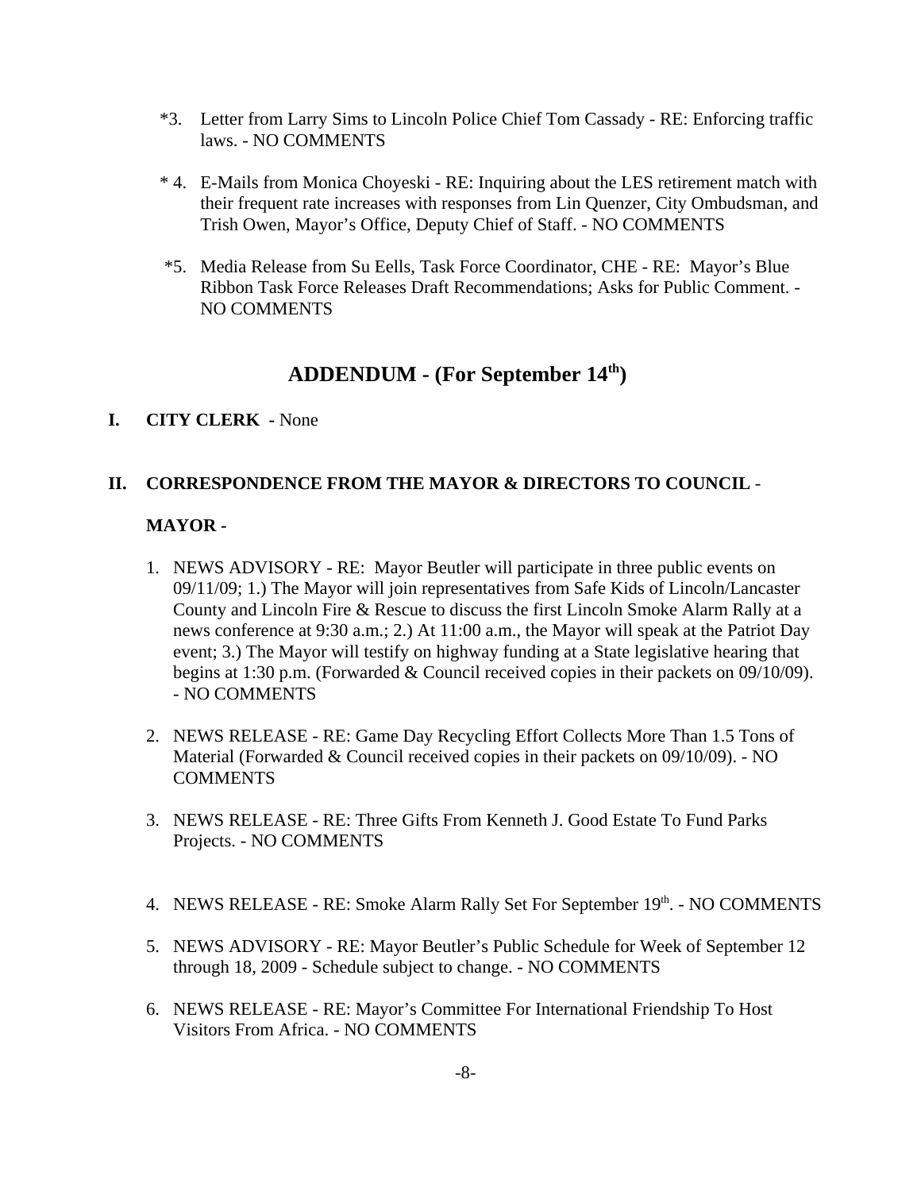*3. Letter from Larry Sims to Lincoln Police Chief Tom Cassady - RE: Enforcing traffic laws. - NO COMMENTS

* 4. E-Mails from Monica Choyeski - RE: Inquiring about the LES retirement match with their frequent rate increases with responses from Lin Quenzer, City Ombudsman, and Trish Owen, Mayor's Office, Deputy Chief of Staff. - NO COMMENTS

*5. Media Release from Su Eells, Task Force Coordinator, CHE - RE: Mayor's Blue Ribbon Task Force Releases Draft Recommendations; Asks for Public Comment. - NO COMMENTS

## ADDENDUM - (For September 14th)

**I. CITY CLERK -** None

**II. CORRESPONDENCE FROM THE MAYOR & DIRECTORS TO COUNCIL -**

**MAYOR -**

1. NEWS ADVISORY - RE: Mayor Beutler will participate in three public events on 09/11/09; 1.) The Mayor will join representatives from Safe Kids of Lincoln/Lancaster County and Lincoln Fire & Rescue to discuss the first Lincoln Smoke Alarm Rally at a news conference at 9:30 a.m.; 2.) At 11:00 a.m., the Mayor will speak at the Patriot Day event; 3.) The Mayor will testify on highway funding at a State legislative hearing that begins at 1:30 p.m. (Forwarded & Council received copies in their packets on 09/10/09). - NO COMMENTS

2. NEWS RELEASE - RE: Game Day Recycling Effort Collects More Than 1.5 Tons of Material (Forwarded & Council received copies in their packets on 09/10/09). - NO COMMENTS

3. NEWS RELEASE - RE: Three Gifts From Kenneth J. Good Estate To Fund Parks Projects. - NO COMMENTS

4. NEWS RELEASE - RE: Smoke Alarm Rally Set For September 19th. - NO COMMENTS

5. NEWS ADVISORY - RE: Mayor Beutler's Public Schedule for Week of September 12 through 18, 2009 - Schedule subject to change. - NO COMMENTS

6. NEWS RELEASE - RE: Mayor's Committee For International Friendship To Host Visitors From Africa. - NO COMMENTS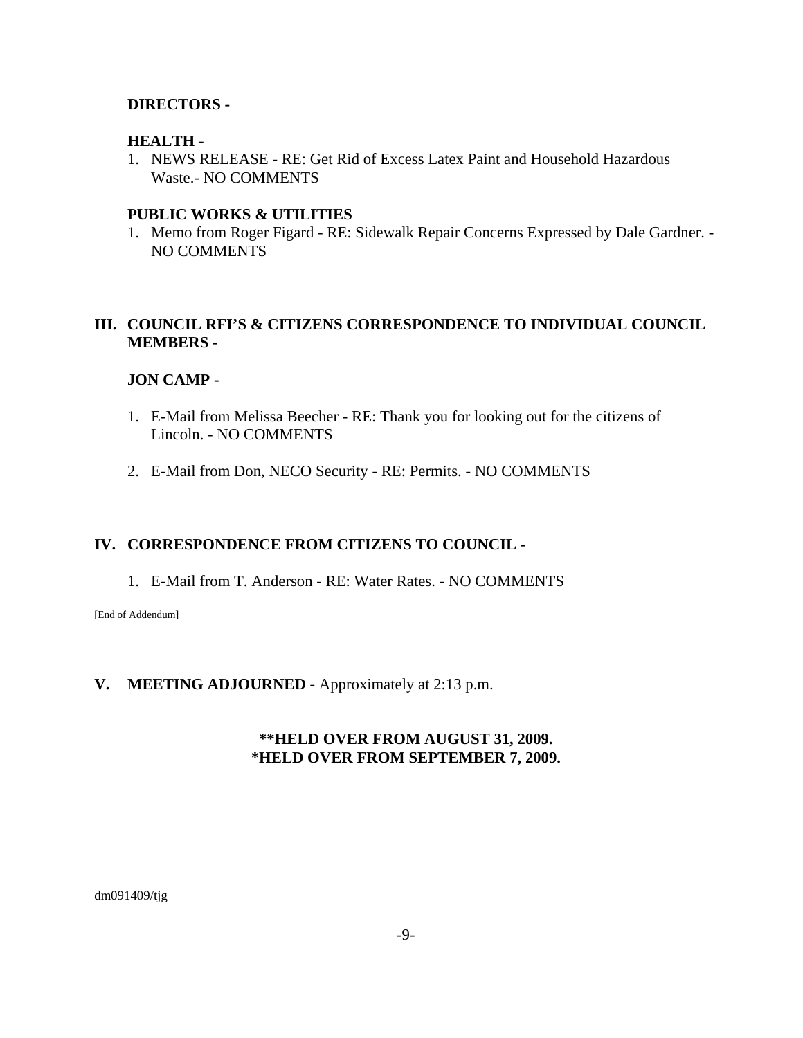**DIRECTORS -**

**HEALTH -**

1. NEWS RELEASE - RE: Get Rid of Excess Latex Paint and Household Hazardous Waste.- NO COMMENTS

**PUBLIC WORKS & UTILITIES**

1. Memo from Roger Figard - RE: Sidewalk Repair Concerns Expressed by Dale Gardner. - NO COMMENTS

## III. COUNCIL RFI'S & CITIZENS CORRESPONDENCE TO INDIVIDUAL COUNCIL MEMBERS -

**JON CAMP -**

1. E-Mail from Melissa Beecher - RE: Thank you for looking out for the citizens of Lincoln. - NO COMMENTS

2. E-Mail from Don, NECO Security - RE: Permits. - NO COMMENTS

## IV. CORRESPONDENCE FROM CITIZENS TO COUNCIL -

1. E-Mail from T. Anderson - RE: Water Rates. - NO COMMENTS

[End of Addendum]

**V. MEETING ADJOURNED -** Approximately at 2:13 p.m.

**\*\*HELD OVER FROM AUGUST 31, 2009.**
**\*HELD OVER FROM SEPTEMBER 7, 2009.**

dm091409/tjg